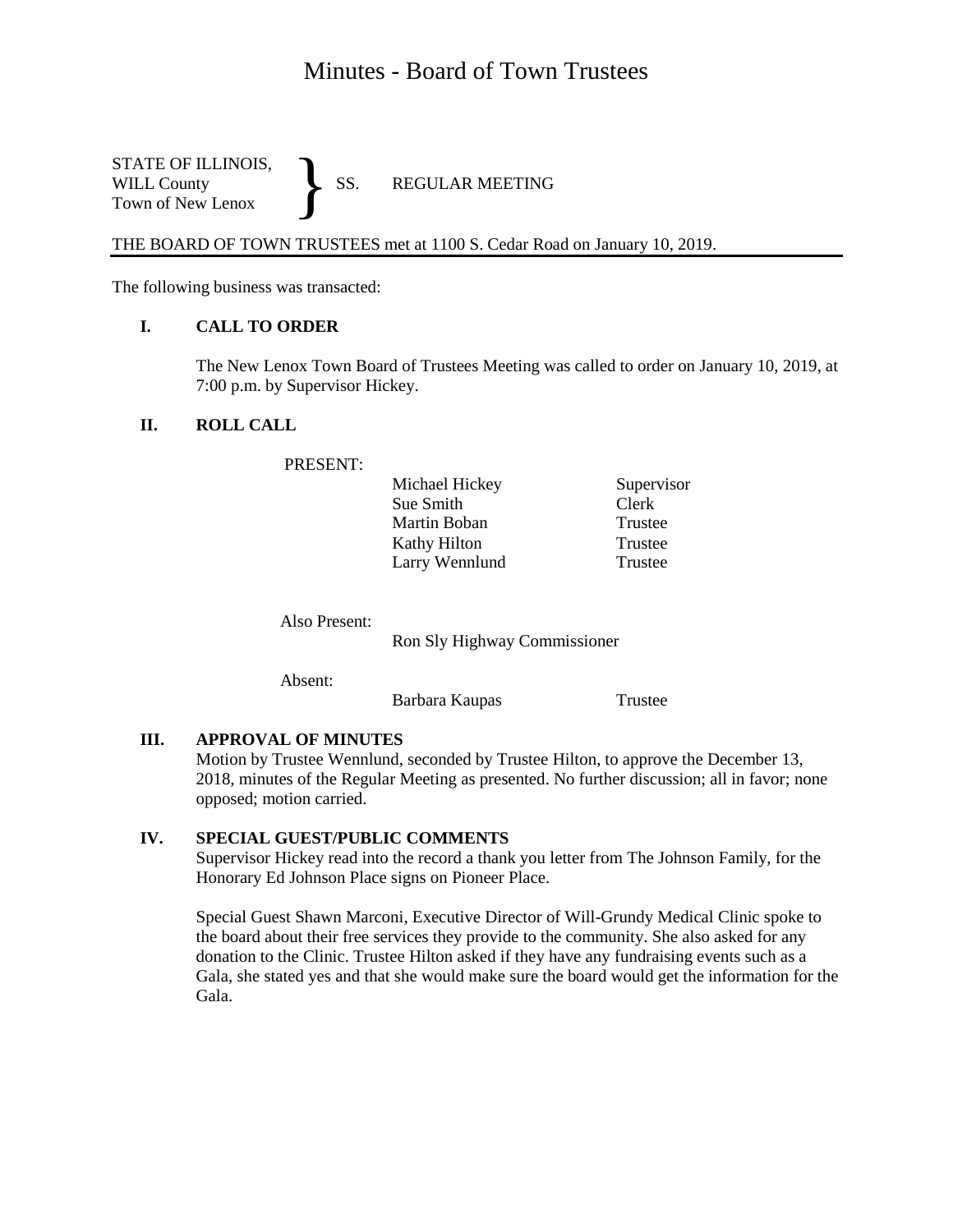# Minutes - Board of Town Trustees

STATE OF ILLINOIS,
WILL County
Town of New Lenox

} SS. REGULAR MEETING

THE BOARD OF TOWN TRUSTEES met at 1100 S. Cedar Road on January 10, 2019.

The following business was transacted:

## I. CALL TO ORDER

The New Lenox Town Board of Trustees Meeting was called to order on January 10, 2019, at 7:00 p.m. by Supervisor Hickey.

## II. ROLL CALL

PRESENT:

| | |
|---|---|
| Michael Hickey | Supervisor |
| Sue Smith | Clerk |
| Martin Boban | Trustee |
| Kathy Hilton | Trustee |
| Larry Wennlund | Trustee |

Also Present:

Ron Sly Highway Commissioner

Absent:

| | |
|---|---|
| Barbara Kaupas | Trustee |

## III. APPROVAL OF MINUTES

Motion by Trustee Wennlund, seconded by Trustee Hilton, to approve the December 13, 2018, minutes of the Regular Meeting as presented. No further discussion; all in favor; none opposed; motion carried.

## IV. SPECIAL GUEST/PUBLIC COMMENTS

Supervisor Hickey read into the record a thank you letter from The Johnson Family, for the Honorary Ed Johnson Place signs on Pioneer Place.

Special Guest Shawn Marconi, Executive Director of Will-Grundy Medical Clinic spoke to the board about their free services they provide to the community. She also asked for any donation to the Clinic. Trustee Hilton asked if they have any fundraising events such as a Gala, she stated yes and that she would make sure the board would get the information for the Gala.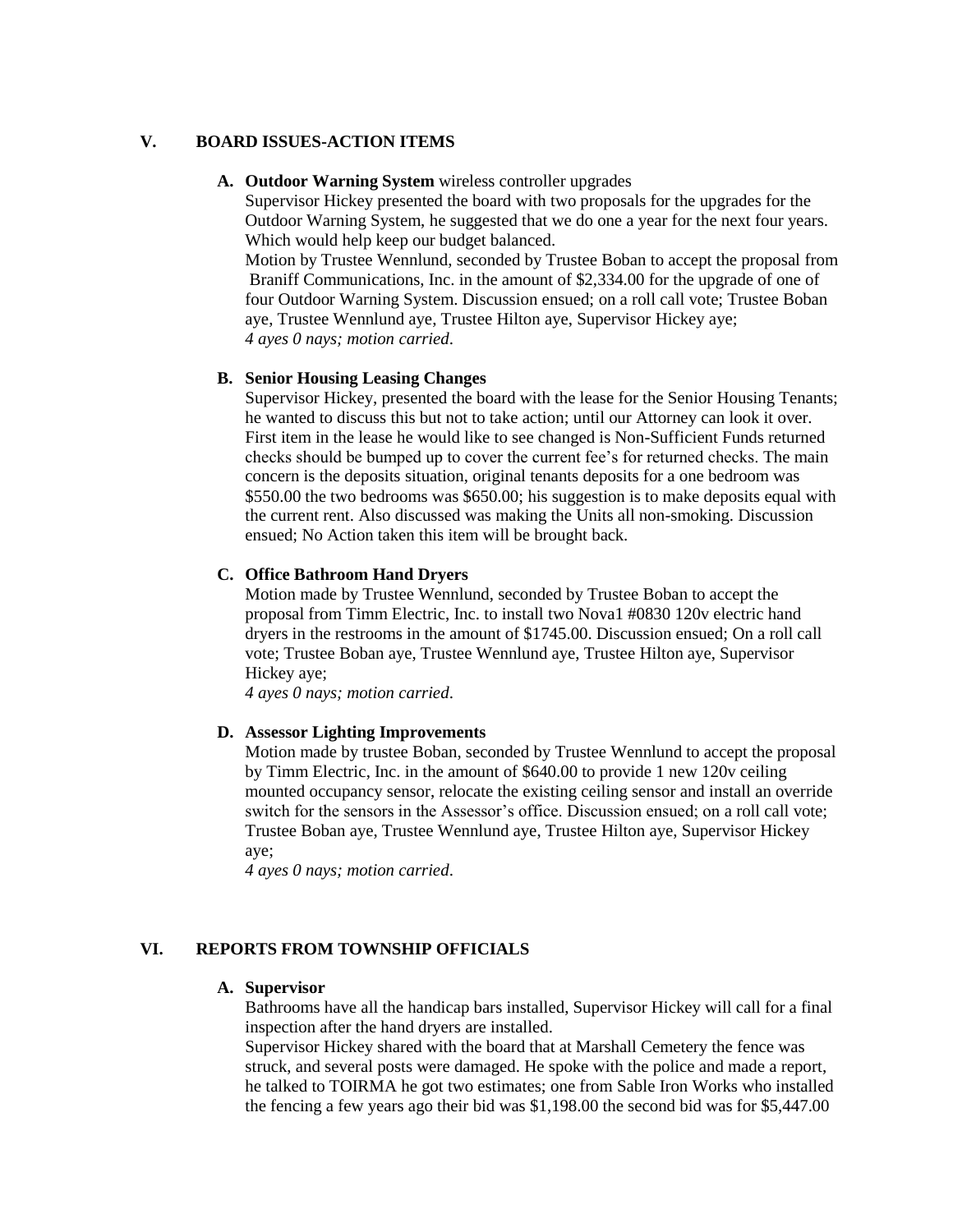## V. BOARD ISSUES-ACTION ITEMS

### A. **Outdoor Warning System** wireless controller upgrades

Supervisor Hickey presented the board with two proposals for the upgrades for the Outdoor Warning System, he suggested that we do one a year for the next four years. Which would help keep our budget balanced.

Motion by Trustee Wennlund, seconded by Trustee Boban to accept the proposal from Braniff Communications, Inc. in the amount of $2,334.00 for the upgrade of one of four Outdoor Warning System. Discussion ensued; on a roll call vote; Trustee Boban aye, Trustee Wennlund aye, Trustee Hilton aye, Supervisor Hickey aye;

*4 ayes 0 nays; motion carried*.

### B. Senior Housing Leasing Changes

Supervisor Hickey, presented the board with the lease for the Senior Housing Tenants; he wanted to discuss this but not to take action; until our Attorney can look it over. First item in the lease he would like to see changed is Non-Sufficient Funds returned checks should be bumped up to cover the current fee's for returned checks. The main concern is the deposits situation, original tenants deposits for a one bedroom was $550.00 the two bedrooms was $650.00; his suggestion is to make deposits equal with the current rent. Also discussed was making the Units all non-smoking. Discussion ensued; No Action taken this item will be brought back.

### C. Office Bathroom Hand Dryers

Motion made by Trustee Wennlund, seconded by Trustee Boban to accept the proposal from Timm Electric, Inc. to install two Nova1 #0830 120v electric hand dryers in the restrooms in the amount of $1745.00. Discussion ensued; On a roll call vote; Trustee Boban aye, Trustee Wennlund aye, Trustee Hilton aye, Supervisor Hickey aye;

*4 ayes 0 nays; motion carried*.

### D. Assessor Lighting Improvements

Motion made by trustee Boban, seconded by Trustee Wennlund to accept the proposal by Timm Electric, Inc. in the amount of $640.00 to provide 1 new 120v ceiling mounted occupancy sensor, relocate the existing ceiling sensor and install an override switch for the sensors in the Assessor's office. Discussion ensued; on a roll call vote; Trustee Boban aye, Trustee Wennlund aye, Trustee Hilton aye, Supervisor Hickey aye;

*4 ayes 0 nays; motion carried*.

## VI. REPORTS FROM TOWNSHIP OFFICIALS

### A. Supervisor

Bathrooms have all the handicap bars installed, Supervisor Hickey will call for a final inspection after the hand dryers are installed.

Supervisor Hickey shared with the board that at Marshall Cemetery the fence was struck, and several posts were damaged. He spoke with the police and made a report, he talked to TOIRMA he got two estimates; one from Sable Iron Works who installed the fencing a few years ago their bid was $1,198.00 the second bid was for $5,447.00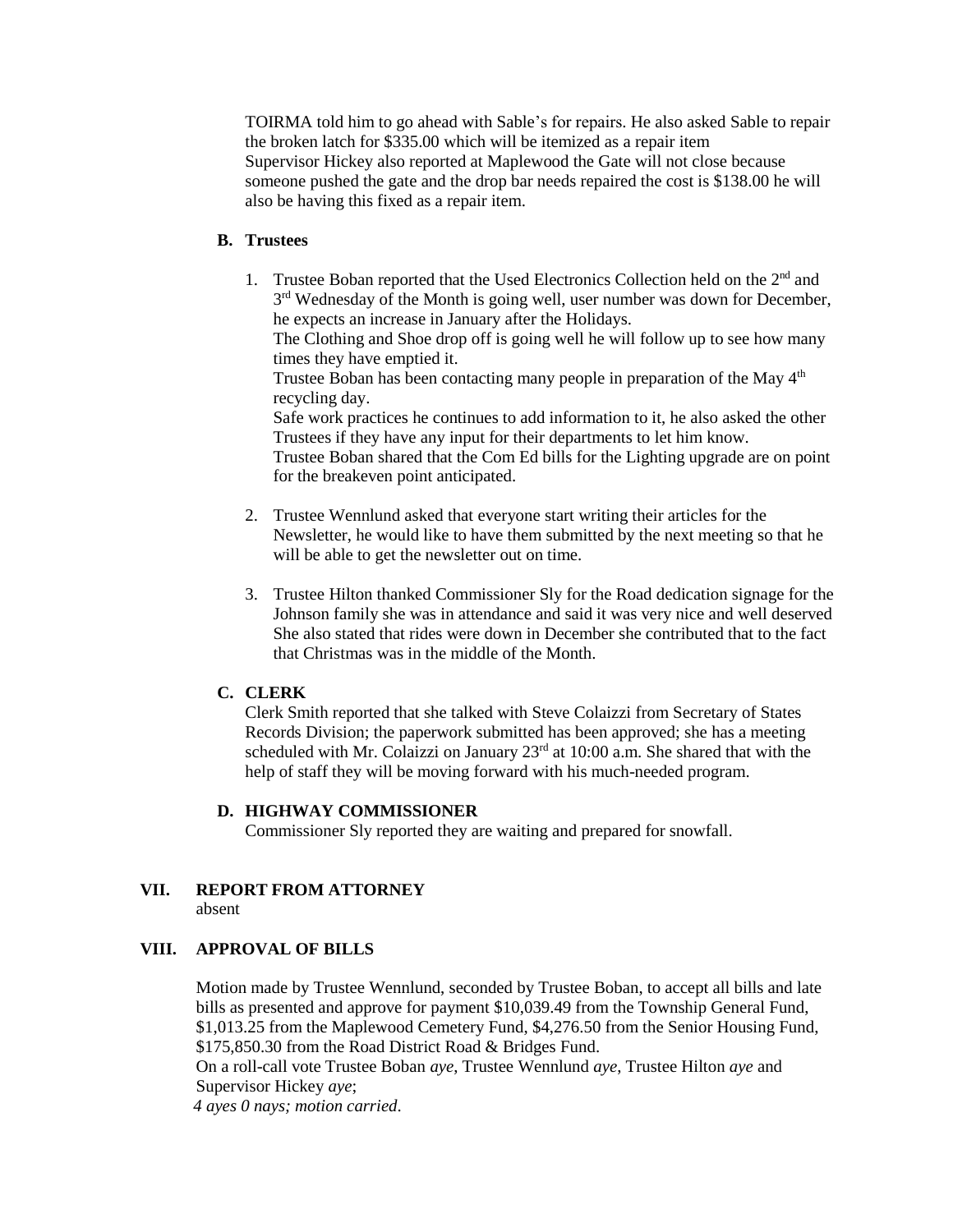TOIRMA told him to go ahead with Sable's for repairs. He also asked Sable to repair the broken latch for $335.00 which will be itemized as a repair item
Supervisor Hickey also reported at Maplewood the Gate will not close because someone pushed the gate and the drop bar needs repaired the cost is $138.00 he will also be having this fixed as a repair item.

**B. Trustees**

1. Trustee Boban reported that the Used Electronics Collection held on the 2nd and 3rd Wednesday of the Month is going well, user number was down for December, he expects an increase in January after the Holidays.
   The Clothing and Shoe drop off is going well he will follow up to see how many times they have emptied it.
   Trustee Boban has been contacting many people in preparation of the May 4th recycling day.
   Safe work practices he continues to add information to it, he also asked the other Trustees if they have any input for their departments to let him know.
   Trustee Boban shared that the Com Ed bills for the Lighting upgrade are on point for the breakeven point anticipated.

2. Trustee Wennlund asked that everyone start writing their articles for the Newsletter, he would like to have them submitted by the next meeting so that he will be able to get the newsletter out on time.

3. Trustee Hilton thanked Commissioner Sly for the Road dedication signage for the Johnson family she was in attendance and said it was very nice and well deserved She also stated that rides were down in December she contributed that to the fact that Christmas was in the middle of the Month.

**C. CLERK**

Clerk Smith reported that she talked with Steve Colaizzi from Secretary of States Records Division; the paperwork submitted has been approved; she has a meeting scheduled with Mr. Colaizzi on January 23rd at 10:00 a.m. She shared that with the help of staff they will be moving forward with his much-needed program.

**D. HIGHWAY COMMISSIONER**

Commissioner Sly reported they are waiting and prepared for snowfall.

## VII. REPORT FROM ATTORNEY

absent

## VIII. APPROVAL OF BILLS

Motion made by Trustee Wennlund, seconded by Trustee Boban, to accept all bills and late bills as presented and approve for payment $10,039.49 from the Township General Fund, $1,013.25 from the Maplewood Cemetery Fund, $4,276.50 from the Senior Housing Fund, $175,850.30 from the Road District Road & Bridges Fund.
On a roll-call vote Trustee Boban *aye*, Trustee Wennlund *aye*, Trustee Hilton *aye* and Supervisor Hickey *aye*;
*4 ayes 0 nays; motion carried*.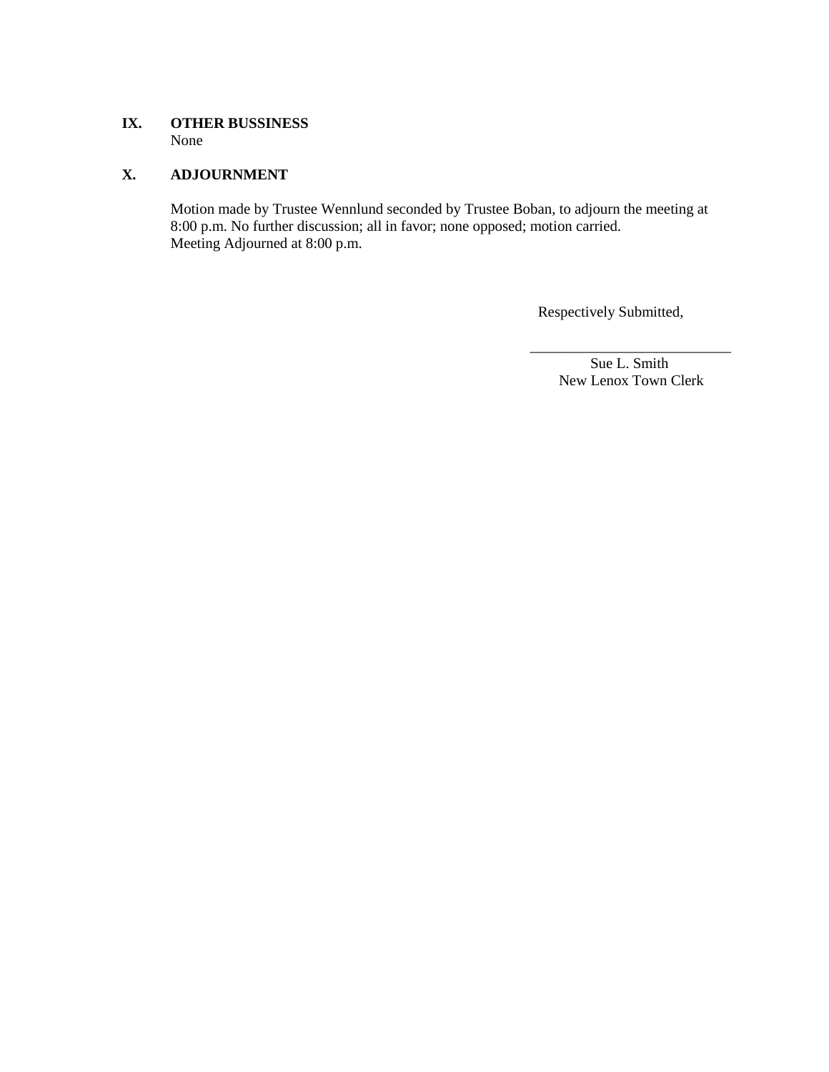**IX. OTHER BUSSINESS**

None

**X. ADJOURNMENT**

Motion made by Trustee Wennlund seconded by Trustee Boban, to adjourn the meeting at 8:00 p.m. No further discussion; all in favor; none opposed; motion carried.
Meeting Adjourned at 8:00 p.m.

Respectively Submitted,

\_\_\_\_\_\_\_\_\_\_\_\_\_\_\_\_\_\_\_\_\_\_\_\_\_\_\_

Sue L. Smith
New Lenox Town Clerk